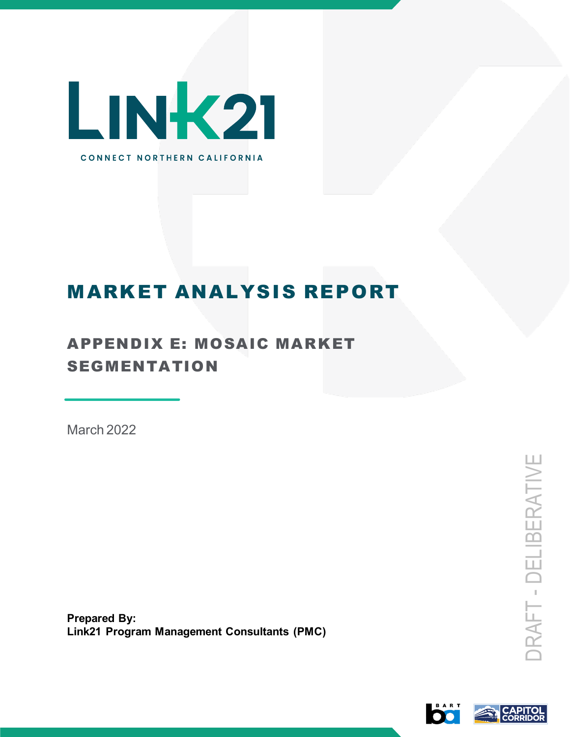# LINK21

CONNECT NORTHERN CALIFORNIA

# MARKET ANALYSIS REPORT

## APPENDIX E: MOSAIC MARKET SEGMENTATION

March 2022

DRAFT - DELIBERATIVE

**Prepared By:**
**Link21 Program Management Consultants (PMC)**

BART

CAPITOL CORRIDOR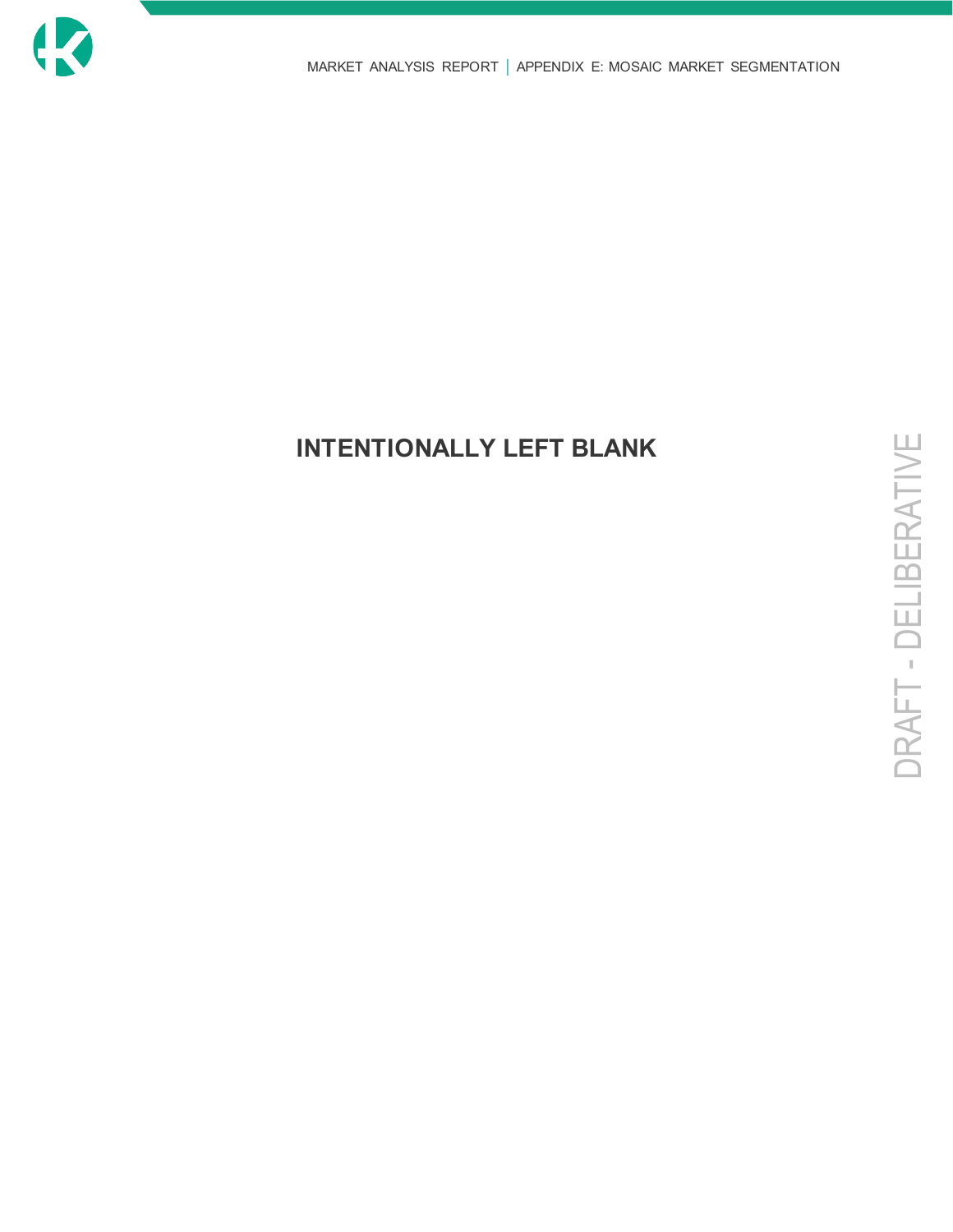**INTENTIONALLY LEFT BLANK**

DRAFT - DELIBERATIVE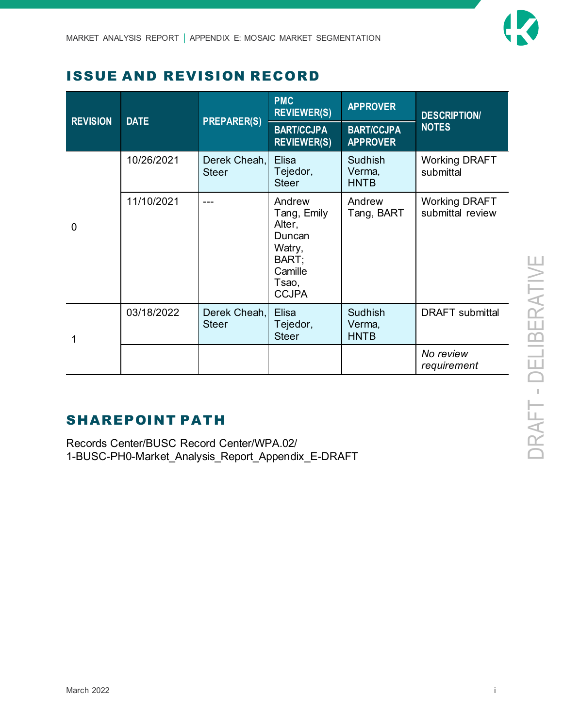## ISSUE AND REVISION RECORD

| REVISION | DATE | PREPARER(S) | PMC REVIEWER(S) / BART/CCJPA REVIEWER(S) | APPROVER / BART/CCJPA APPROVER | DESCRIPTION/ NOTES |
|---|---|---|---|---|---|
| 0 | 10/26/2021 | Derek Cheah, Steer | Elisa Tejedor, Steer | Sudhish Verma, HNTB | Working DRAFT submittal |
| | 11/10/2021 | --- | Andrew Tang, Emily Alter, Duncan Watry, BART; Camille Tsao, CCJPA | Andrew Tang, BART | Working DRAFT submittal review |
| 1 | 03/18/2022 | Derek Cheah, Steer | Elisa Tejedor, Steer | Sudhish Verma, HNTB | DRAFT submittal |
| | | | | | *No review requirement* |

## SHAREPOINT PATH

Records Center/BUSC Record Center/WPA.02/
1-BUSC-PH0-Market_Analysis_Report_Appendix_E-DRAFT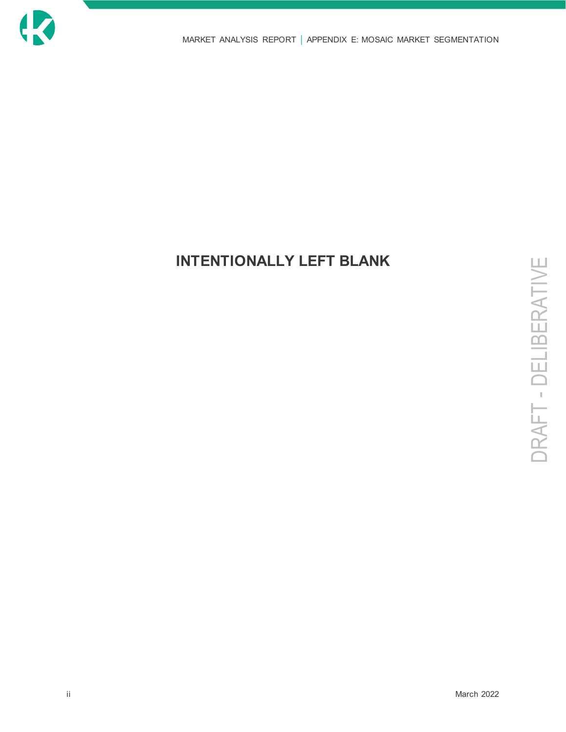**INTENTIONALLY LEFT BLANK**

DRAFT - DELIBERATIVE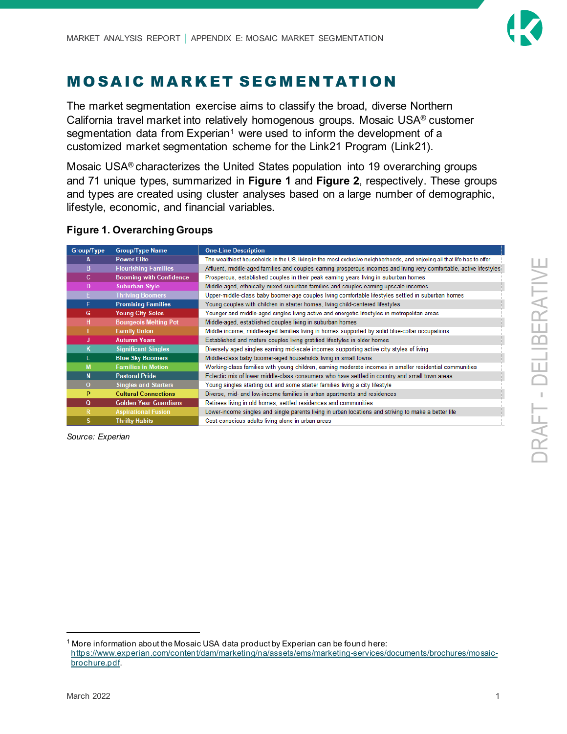# MOSAIC MARKET SEGMENTATION

The market segmentation exercise aims to classify the broad, diverse Northern California travel market into relatively homogenous groups. Mosaic USA® customer segmentation data from Experian[1] were used to inform the development of a customized market segmentation scheme for the Link21 Program (Link21).

Mosaic USA® characterizes the United States population into 19 overarching groups and 71 unique types, summarized in **Figure 1** and **Figure 2**, respectively. These groups and types are created using cluster analyses based on a large number of demographic, lifestyle, economic, and financial variables.

### Figure 1. Overarching Groups

| Group/Type | Group/Type Name | One-Line Description |
|---|---|---|
| A | Power Elite | The wealthiest households in the US, living in the most exclusive neighborhoods, and enjoying all that life has to offer |
| B | Flourishing Families | Affluent, middle-aged families and couples earning prosperous incomes and living very comfortable, active lifestyles |
| C | Booming with Confidence | Prosperous, established couples in their peak earning years living in suburban homes |
| D | Suburban Style | Middle-aged, ethnically-mixed suburban families and couples earning upscale incomes |
| E | Thriving Boomers | Upper-middle-class baby boomer-age couples living comfortable lifestyles settled in suburban homes |
| F | Promising Families | Young couples with children in starter homes, living child-centered lifestyles |
| G | Young City Solos | Younger and middle-aged singles living active and energetic lifestyles in metropolitan areas |
| H | Bourgeois Melting Pot | Middle-aged, established couples living in suburban homes |
| I | Family Union | Middle income, middle-aged families living in homes supported by solid blue-collar occupations |
| J | Autumn Years | Established and mature couples living gratified lifestyles in older homes |
| K | Significant Singles | Diversely aged singles earning mid-scale incomes supporting active city styles of living |
| L | Blue Sky Boomers | Middle-class baby boomer-aged households living in small towns |
| M | Families in Motion | Working-class families with young children, earning moderate incomes in smaller residential communities |
| N | Pastoral Pride | Eclectic mix of lower middle-class consumers who have settled in country and small town areas |
| O | Singles and Starters | Young singles starting out and some starter families living a city lifestyle |
| P | Cultural Connections | Diverse, mid- and low-income families in urban apartments and residences |
| Q | Golden Year Guardians | Retirees living in old homes, settled residences and communities |
| R | Aspirational Fusion | Lower-income singles and single parents living in urban locations and striving to make a better life |
| S | Thrifty Habits | Cost-conscious adults living alone in urban areas |

*Source: Experian*

[1] More information about the Mosaic USA data product by Experian can be found here: https://www.experian.com/content/dam/marketing/na/assets/ems/marketing-services/documents/brochures/mosaic-brochure.pdf.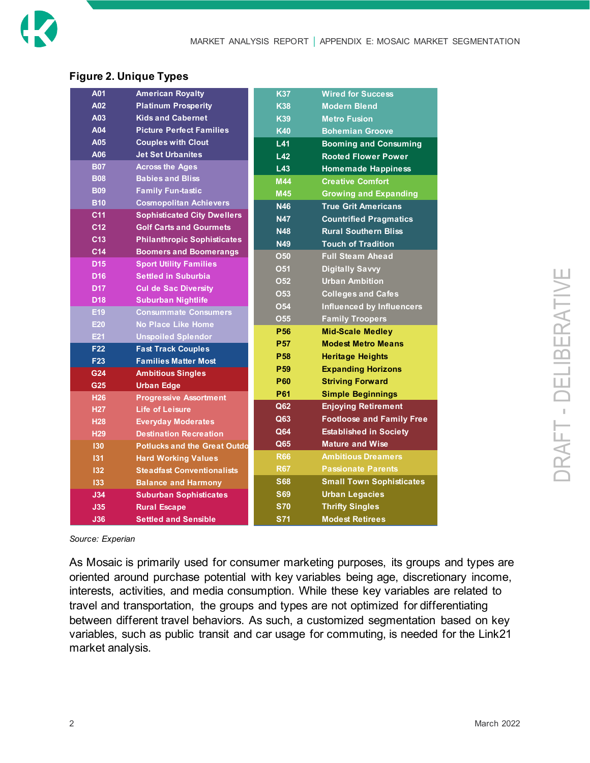**Figure 2. Unique Types**

| Code | Type | Code | Type |
|---|---|---|---|
| A01 | American Royalty | K37 | Wired for Success |
| A02 | Platinum Prosperity | K38 | Modern Blend |
| A03 | Kids and Cabernet | K39 | Metro Fusion |
| A04 | Picture Perfect Families | K40 | Bohemian Groove |
| A05 | Couples with Clout | L41 | Booming and Consuming |
| A06 | Jet Set Urbanites | L42 | Rooted Flower Power |
| B07 | Across the Ages | L43 | Homemade Happiness |
| B08 | Babies and Bliss | M44 | Creative Comfort |
| B09 | Family Fun-tastic | M45 | Growing and Expanding |
| B10 | Cosmopolitan Achievers | N46 | True Grit Americans |
| C11 | Sophisticated City Dwellers | N47 | Countrified Pragmatics |
| C12 | Golf Carts and Gourmets | N48 | Rural Southern Bliss |
| C13 | Philanthropic Sophisticates | N49 | Touch of Tradition |
| C14 | Boomers and Boomerangs | O50 | Full Steam Ahead |
| D15 | Sport Utility Families | O51 | Digitally Savvy |
| D16 | Settled in Suburbia | O52 | Urban Ambition |
| D17 | Cul de Sac Diversity | O53 | Colleges and Cafes |
| D18 | Suburban Nightlife | O54 | Influenced by Influencers |
| E19 | Consummate Consumers | O55 | Family Troopers |
| E20 | No Place Like Home | P56 | Mid-Scale Medley |
| E21 | Unspoiled Splendor | P57 | Modest Metro Means |
| F22 | Fast Track Couples | P58 | Heritage Heights |
| F23 | Families Matter Most | P59 | Expanding Horizons |
| G24 | Ambitious Singles | P60 | Striving Forward |
| G25 | Urban Edge | P61 | Simple Beginnings |
| H26 | Progressive Assortment | Q62 | Enjoying Retirement |
| H27 | Life of Leisure | Q63 | Footloose and Family Free |
| H28 | Everyday Moderates | Q64 | Established in Society |
| H29 | Destination Recreation | Q65 | Mature and Wise |
| I30 | Potlucks and the Great Outdo | R66 | Ambitious Dreamers |
| I31 | Hard Working Values | R67 | Passionate Parents |
| I32 | Steadfast Conventionalists | S68 | Small Town Sophisticates |
| I33 | Balance and Harmony | S69 | Urban Legacies |
| J34 | Suburban Sophisticates | S70 | Thrifty Singles |
| J35 | Rural Escape | S71 | Modest Retirees |
| J36 | Settled and Sensible | | |

*Source: Experian*

As Mosaic is primarily used for consumer marketing purposes, its groups and types are oriented around purchase potential with key variables being age, discretionary income, interests, activities, and media consumption. While these key variables are related to travel and transportation, the groups and types are not optimized for differentiating between different travel behaviors. As such, a customized segmentation based on key variables, such as public transit and car usage for commuting, is needed for the Link21 market analysis.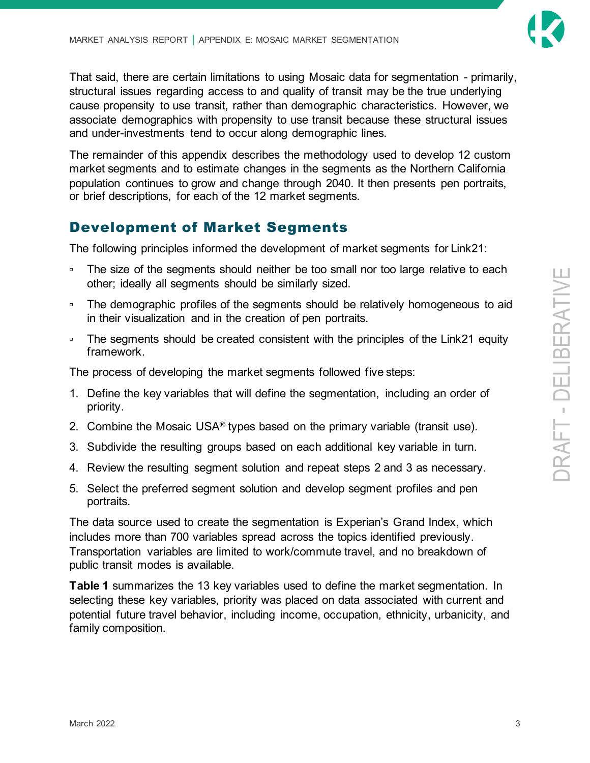That said, there are certain limitations to using Mosaic data for segmentation - primarily, structural issues regarding access to and quality of transit may be the true underlying cause propensity to use transit, rather than demographic characteristics. However, we associate demographics with propensity to use transit because these structural issues and under-investments tend to occur along demographic lines.

The remainder of this appendix describes the methodology used to develop 12 custom market segments and to estimate changes in the segments as the Northern California population continues to grow and change through 2040. It then presents pen portraits, or brief descriptions, for each of the 12 market segments.

## Development of Market Segments

The following principles informed the development of market segments for Link21:

- The size of the segments should neither be too small nor too large relative to each other; ideally all segments should be similarly sized.
- The demographic profiles of the segments should be relatively homogeneous to aid in their visualization and in the creation of pen portraits.
- The segments should be created consistent with the principles of the Link21 equity framework.

The process of developing the market segments followed five steps:

1. Define the key variables that will define the segmentation, including an order of priority.
2. Combine the Mosaic USA® types based on the primary variable (transit use).
3. Subdivide the resulting groups based on each additional key variable in turn.
4. Review the resulting segment solution and repeat steps 2 and 3 as necessary.
5. Select the preferred segment solution and develop segment profiles and pen portraits.

The data source used to create the segmentation is Experian's Grand Index, which includes more than 700 variables spread across the topics identified previously. Transportation variables are limited to work/commute travel, and no breakdown of public transit modes is available.

**Table 1** summarizes the 13 key variables used to define the market segmentation. In selecting these key variables, priority was placed on data associated with current and potential future travel behavior, including income, occupation, ethnicity, urbanicity, and family composition.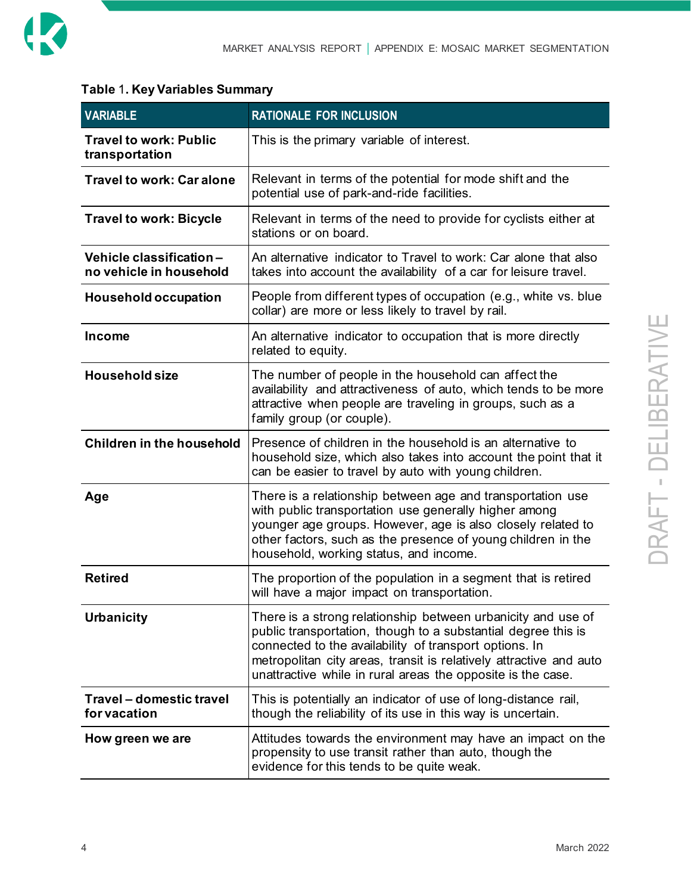**Table 1. Key Variables Summary**

| VARIABLE | RATIONALE FOR INCLUSION |
|---|---|
| **Travel to work: Public transportation** | This is the primary variable of interest. |
| **Travel to work: Car alone** | Relevant in terms of the potential for mode shift and the potential use of park-and-ride facilities. |
| **Travel to work: Bicycle** | Relevant in terms of the need to provide for cyclists either at stations or on board. |
| **Vehicle classification – no vehicle in household** | An alternative indicator to Travel to work: Car alone that also takes into account the availability of a car for leisure travel. |
| **Household occupation** | People from different types of occupation (e.g., white vs. blue collar) are more or less likely to travel by rail. |
| **Income** | An alternative indicator to occupation that is more directly related to equity. |
| **Household size** | The number of people in the household can affect the availability and attractiveness of auto, which tends to be more attractive when people are traveling in groups, such as a family group (or couple). |
| **Children in the household** | Presence of children in the household is an alternative to household size, which also takes into account the point that it can be easier to travel by auto with young children. |
| **Age** | There is a relationship between age and transportation use with public transportation use generally higher among younger age groups. However, age is also closely related to other factors, such as the presence of young children in the household, working status, and income. |
| **Retired** | The proportion of the population in a segment that is retired will have a major impact on transportation. |
| **Urbanicity** | There is a strong relationship between urbanicity and use of public transportation, though to a substantial degree this is connected to the availability of transport options. In metropolitan city areas, transit is relatively attractive and auto unattractive while in rural areas the opposite is the case. |
| **Travel – domestic travel for vacation** | This is potentially an indicator of use of long-distance rail, though the reliability of its use in this way is uncertain. |
| **How green we are** | Attitudes towards the environment may have an impact on the propensity to use transit rather than auto, though the evidence for this tends to be quite weak. |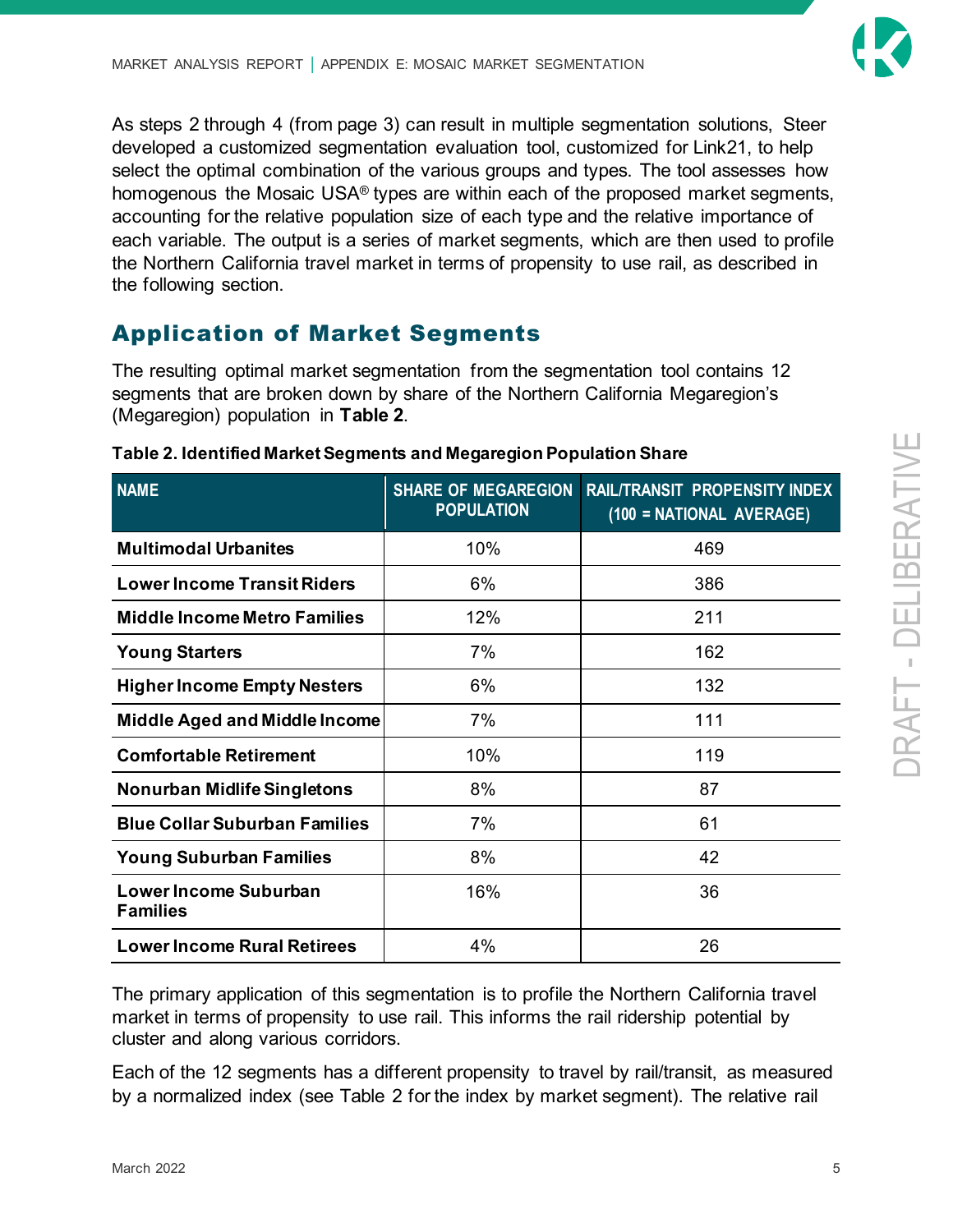As steps 2 through 4 (from page 3) can result in multiple segmentation solutions, Steer developed a customized segmentation evaluation tool, customized for Link21, to help select the optimal combination of the various groups and types. The tool assesses how homogenous the Mosaic USA® types are within each of the proposed market segments, accounting for the relative population size of each type and the relative importance of each variable. The output is a series of market segments, which are then used to profile the Northern California travel market in terms of propensity to use rail, as described in the following section.

## Application of Market Segments

The resulting optimal market segmentation from the segmentation tool contains 12 segments that are broken down by share of the Northern California Megaregion's (Megaregion) population in **Table 2**.

**Table 2. Identified Market Segments and Megaregion Population Share**

| NAME | SHARE OF MEGAREGION POPULATION | RAIL/TRANSIT PROPENSITY INDEX (100 = NATIONAL AVERAGE) |
|---|---|---|
| **Multimodal Urbanites** | 10% | 469 |
| **Lower Income Transit Riders** | 6% | 386 |
| **Middle Income Metro Families** | 12% | 211 |
| **Young Starters** | 7% | 162 |
| **Higher Income Empty Nesters** | 6% | 132 |
| **Middle Aged and Middle Income** | 7% | 111 |
| **Comfortable Retirement** | 10% | 119 |
| **Nonurban Midlife Singletons** | 8% | 87 |
| **Blue Collar Suburban Families** | 7% | 61 |
| **Young Suburban Families** | 8% | 42 |
| **Lower Income Suburban Families** | 16% | 36 |
| **Lower Income Rural Retirees** | 4% | 26 |

The primary application of this segmentation is to profile the Northern California travel market in terms of propensity to use rail. This informs the rail ridership potential by cluster and along various corridors.

Each of the 12 segments has a different propensity to travel by rail/transit, as measured by a normalized index (see Table 2 for the index by market segment). The relative rail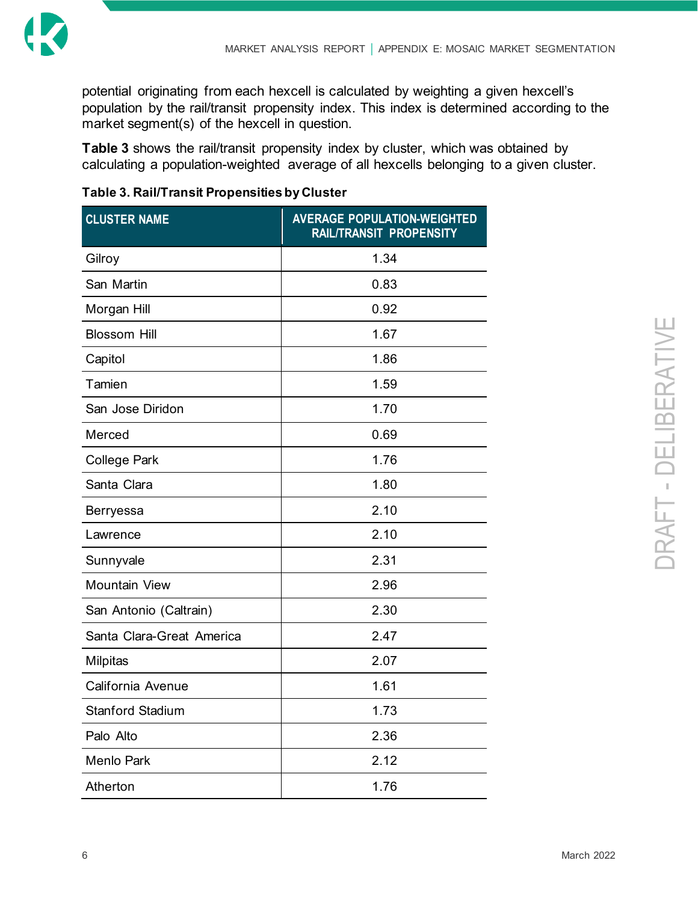potential originating from each hexcell is calculated by weighting a given hexcell's population by the rail/transit propensity index. This index is determined according to the market segment(s) of the hexcell in question.

**Table 3** shows the rail/transit propensity index by cluster, which was obtained by calculating a population-weighted average of all hexcells belonging to a given cluster.

**Table 3. Rail/Transit Propensities by Cluster**

| CLUSTER NAME | AVERAGE POPULATION-WEIGHTED RAIL/TRANSIT PROPENSITY |
|---|---|
| Gilroy | 1.34 |
| San Martin | 0.83 |
| Morgan Hill | 0.92 |
| Blossom Hill | 1.67 |
| Capitol | 1.86 |
| Tamien | 1.59 |
| San Jose Diridon | 1.70 |
| Merced | 0.69 |
| College Park | 1.76 |
| Santa Clara | 1.80 |
| Berryessa | 2.10 |
| Lawrence | 2.10 |
| Sunnyvale | 2.31 |
| Mountain View | 2.96 |
| San Antonio (Caltrain) | 2.30 |
| Santa Clara-Great America | 2.47 |
| Milpitas | 2.07 |
| California Avenue | 1.61 |
| Stanford Stadium | 1.73 |
| Palo Alto | 2.36 |
| Menlo Park | 2.12 |
| Atherton | 1.76 |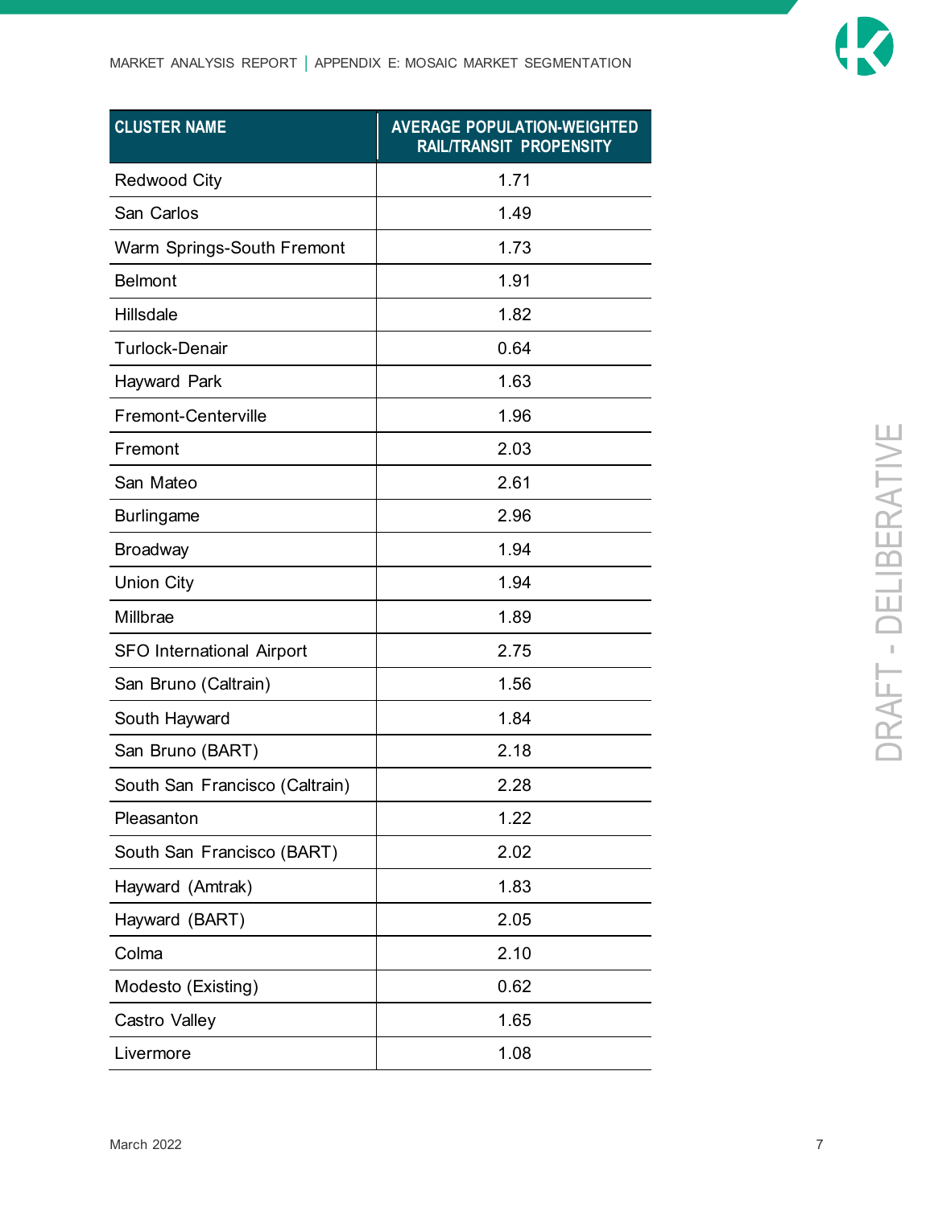| CLUSTER NAME | AVERAGE POPULATION-WEIGHTED RAIL/TRANSIT PROPENSITY |
|---|---|
| Redwood City | 1.71 |
| San Carlos | 1.49 |
| Warm Springs-South Fremont | 1.73 |
| Belmont | 1.91 |
| Hillsdale | 1.82 |
| Turlock-Denair | 0.64 |
| Hayward Park | 1.63 |
| Fremont-Centerville | 1.96 |
| Fremont | 2.03 |
| San Mateo | 2.61 |
| Burlingame | 2.96 |
| Broadway | 1.94 |
| Union City | 1.94 |
| Millbrae | 1.89 |
| SFO International Airport | 2.75 |
| San Bruno (Caltrain) | 1.56 |
| South Hayward | 1.84 |
| San Bruno (BART) | 2.18 |
| South San Francisco (Caltrain) | 2.28 |
| Pleasanton | 1.22 |
| South San Francisco (BART) | 2.02 |
| Hayward (Amtrak) | 1.83 |
| Hayward (BART) | 2.05 |
| Colma | 2.10 |
| Modesto (Existing) | 0.62 |
| Castro Valley | 1.65 |
| Livermore | 1.08 |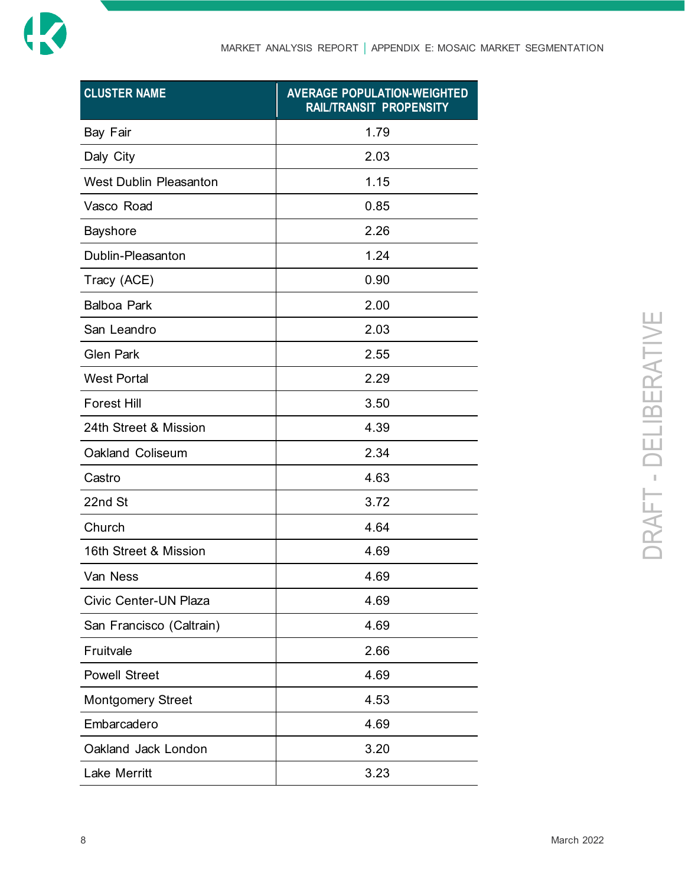| CLUSTER NAME | AVERAGE POPULATION-WEIGHTED RAIL/TRANSIT PROPENSITY |
|---|---|
| Bay Fair | 1.79 |
| Daly City | 2.03 |
| West Dublin Pleasanton | 1.15 |
| Vasco Road | 0.85 |
| Bayshore | 2.26 |
| Dublin-Pleasanton | 1.24 |
| Tracy (ACE) | 0.90 |
| Balboa Park | 2.00 |
| San Leandro | 2.03 |
| Glen Park | 2.55 |
| West Portal | 2.29 |
| Forest Hill | 3.50 |
| 24th Street & Mission | 4.39 |
| Oakland Coliseum | 2.34 |
| Castro | 4.63 |
| 22nd St | 3.72 |
| Church | 4.64 |
| 16th Street & Mission | 4.69 |
| Van Ness | 4.69 |
| Civic Center-UN Plaza | 4.69 |
| San Francisco (Caltrain) | 4.69 |
| Fruitvale | 2.66 |
| Powell Street | 4.69 |
| Montgomery Street | 4.53 |
| Embarcadero | 4.69 |
| Oakland Jack London | 3.20 |
| Lake Merritt | 3.23 |

DRAFT - DELIBERATIVE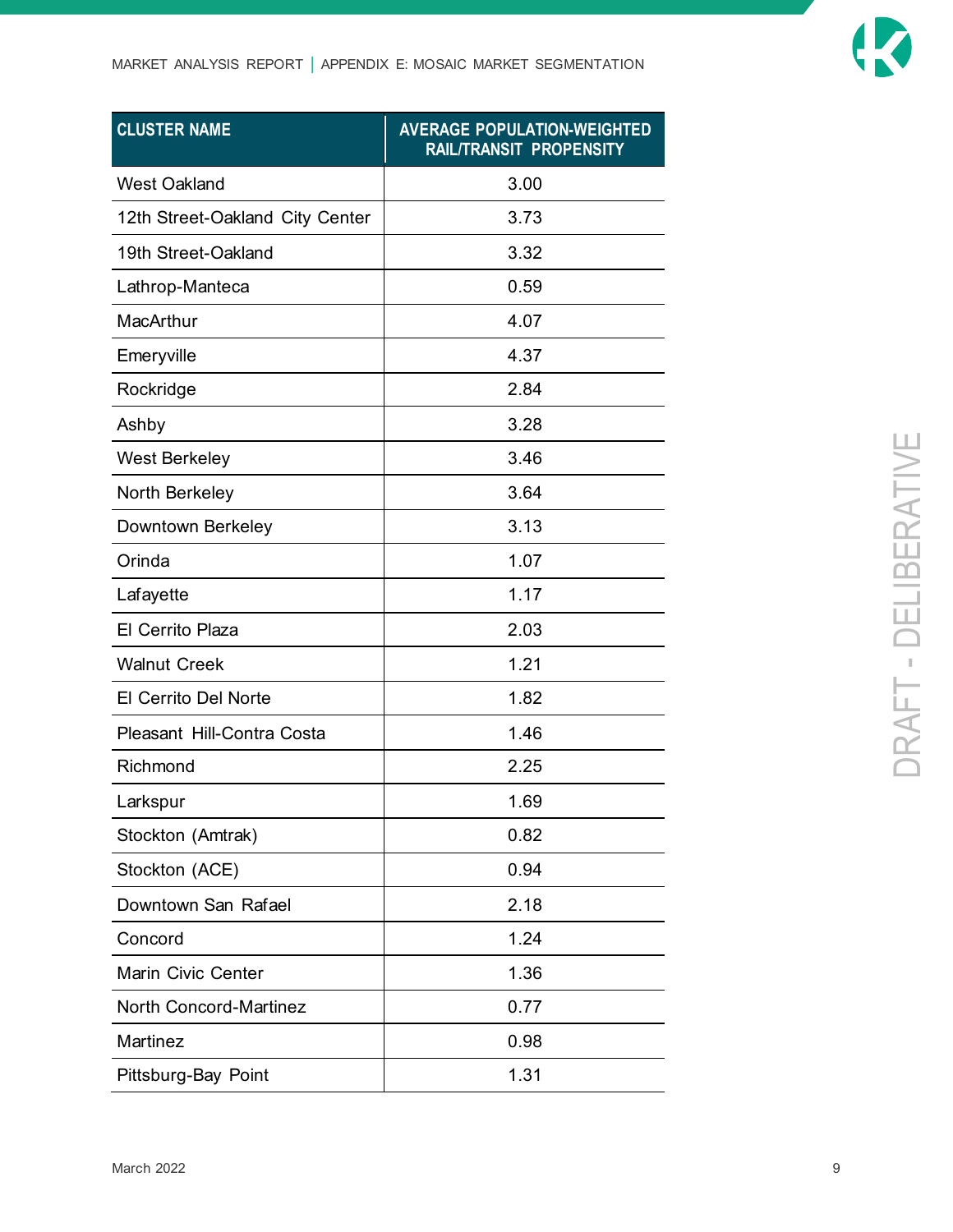| CLUSTER NAME | AVERAGE POPULATION-WEIGHTED RAIL/TRANSIT PROPENSITY |
|---|---|
| West Oakland | 3.00 |
| 12th Street-Oakland City Center | 3.73 |
| 19th Street-Oakland | 3.32 |
| Lathrop-Manteca | 0.59 |
| MacArthur | 4.07 |
| Emeryville | 4.37 |
| Rockridge | 2.84 |
| Ashby | 3.28 |
| West Berkeley | 3.46 |
| North Berkeley | 3.64 |
| Downtown Berkeley | 3.13 |
| Orinda | 1.07 |
| Lafayette | 1.17 |
| El Cerrito Plaza | 2.03 |
| Walnut Creek | 1.21 |
| El Cerrito Del Norte | 1.82 |
| Pleasant Hill-Contra Costa | 1.46 |
| Richmond | 2.25 |
| Larkspur | 1.69 |
| Stockton (Amtrak) | 0.82 |
| Stockton (ACE) | 0.94 |
| Downtown San Rafael | 2.18 |
| Concord | 1.24 |
| Marin Civic Center | 1.36 |
| North Concord-Martinez | 0.77 |
| Martinez | 0.98 |
| Pittsburg-Bay Point | 1.31 |

DRAFT - DELIBERATIVE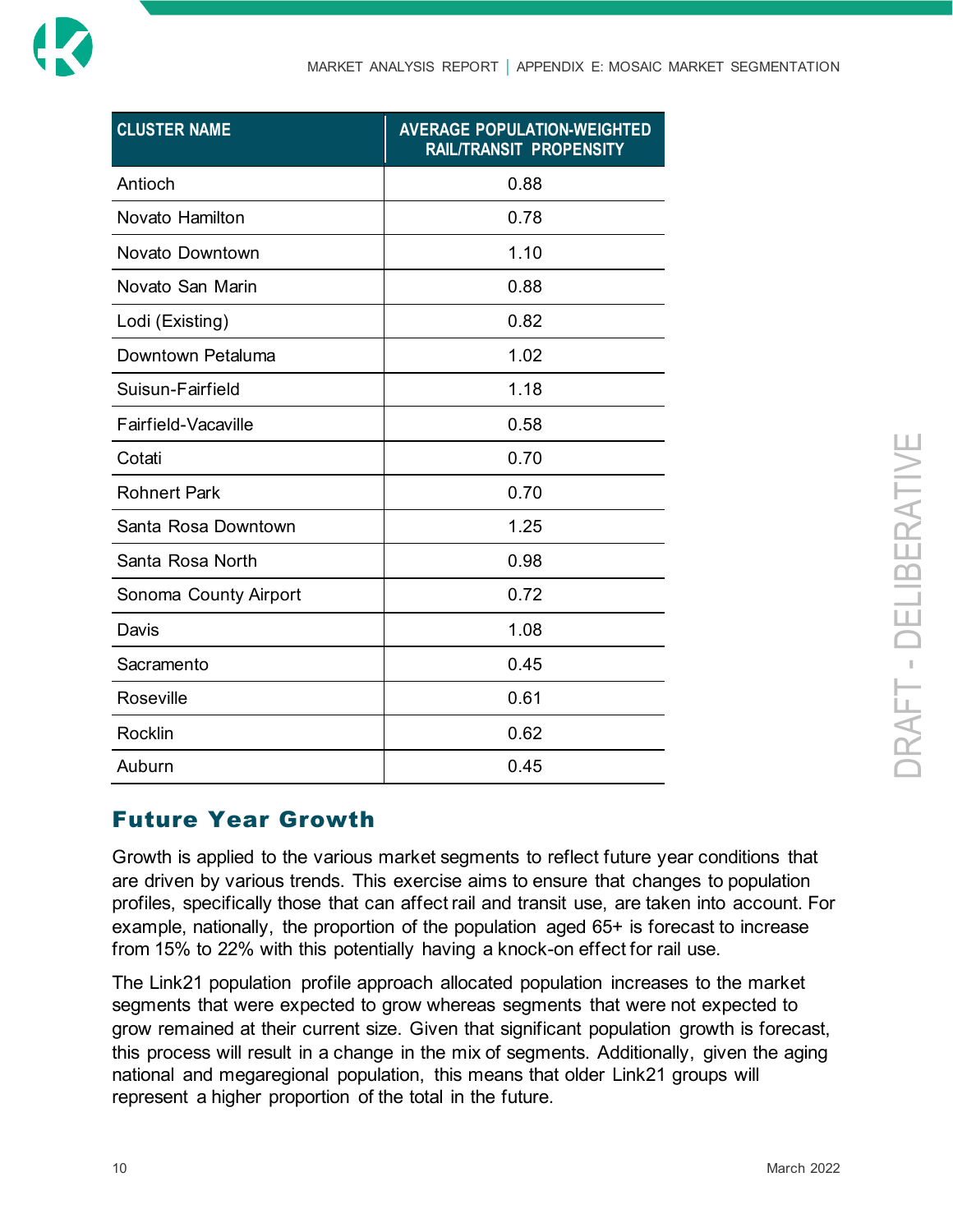| CLUSTER NAME | AVERAGE POPULATION-WEIGHTED RAIL/TRANSIT PROPENSITY |
|---|---|
| Antioch | 0.88 |
| Novato Hamilton | 0.78 |
| Novato Downtown | 1.10 |
| Novato San Marin | 0.88 |
| Lodi (Existing) | 0.82 |
| Downtown Petaluma | 1.02 |
| Suisun-Fairfield | 1.18 |
| Fairfield-Vacaville | 0.58 |
| Cotati | 0.70 |
| Rohnert Park | 0.70 |
| Santa Rosa Downtown | 1.25 |
| Santa Rosa North | 0.98 |
| Sonoma County Airport | 0.72 |
| Davis | 1.08 |
| Sacramento | 0.45 |
| Roseville | 0.61 |
| Rocklin | 0.62 |
| Auburn | 0.45 |

## Future Year Growth

Growth is applied to the various market segments to reflect future year conditions that are driven by various trends. This exercise aims to ensure that changes to population profiles, specifically those that can affect rail and transit use, are taken into account. For example, nationally, the proportion of the population aged 65+ is forecast to increase from 15% to 22% with this potentially having a knock-on effect for rail use.

The Link21 population profile approach allocated population increases to the market segments that were expected to grow whereas segments that were not expected to grow remained at their current size. Given that significant population growth is forecast, this process will result in a change in the mix of segments. Additionally, given the aging national and megaregional population, this means that older Link21 groups will represent a higher proportion of the total in the future.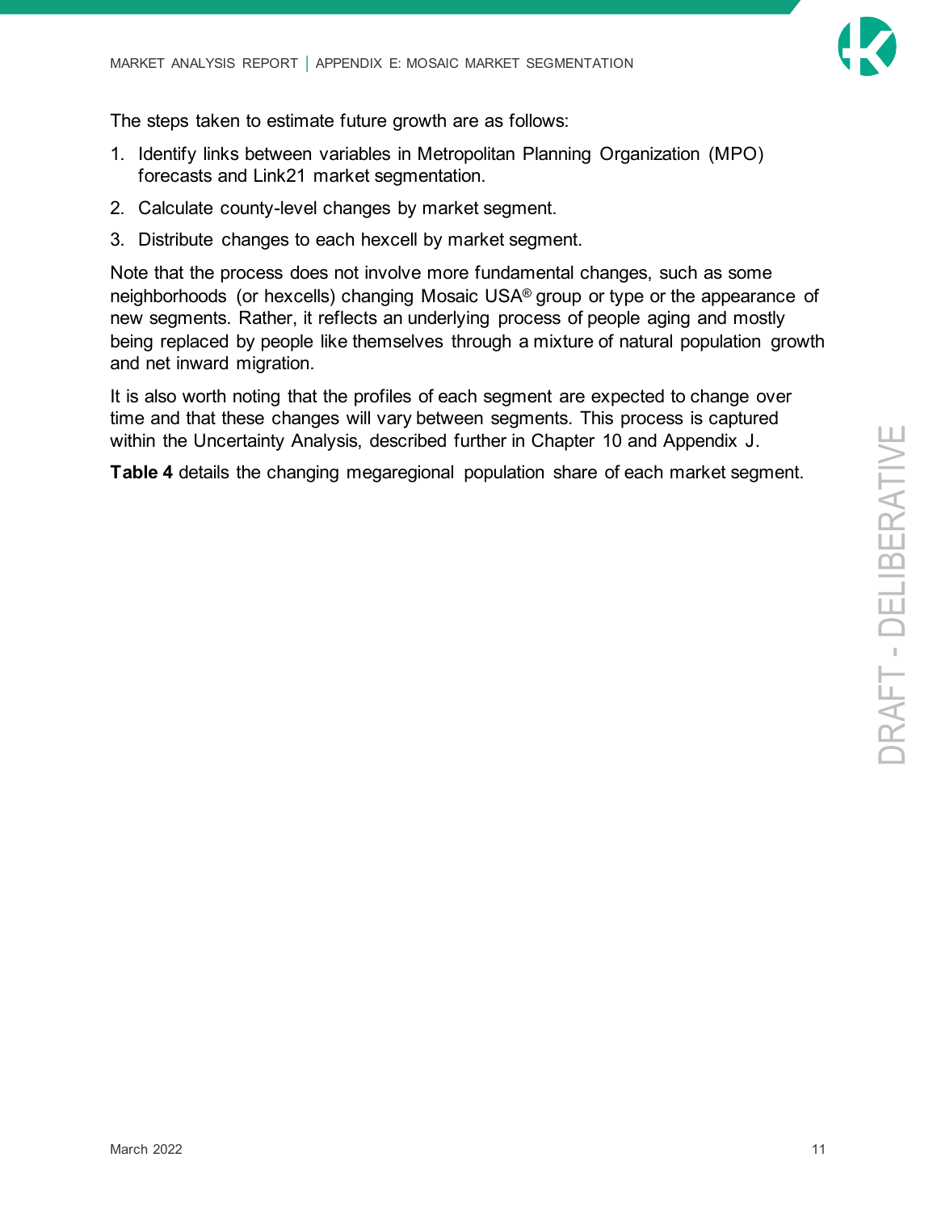The steps taken to estimate future growth are as follows:

1. Identify links between variables in Metropolitan Planning Organization (MPO) forecasts and Link21 market segmentation.
2. Calculate county-level changes by market segment.
3. Distribute changes to each hexcell by market segment.

Note that the process does not involve more fundamental changes, such as some neighborhoods (or hexcells) changing Mosaic USA® group or type or the appearance of new segments. Rather, it reflects an underlying process of people aging and mostly being replaced by people like themselves through a mixture of natural population growth and net inward migration.

It is also worth noting that the profiles of each segment are expected to change over time and that these changes will vary between segments. This process is captured within the Uncertainty Analysis, described further in Chapter 10 and Appendix J.

**Table 4** details the changing megaregional population share of each market segment.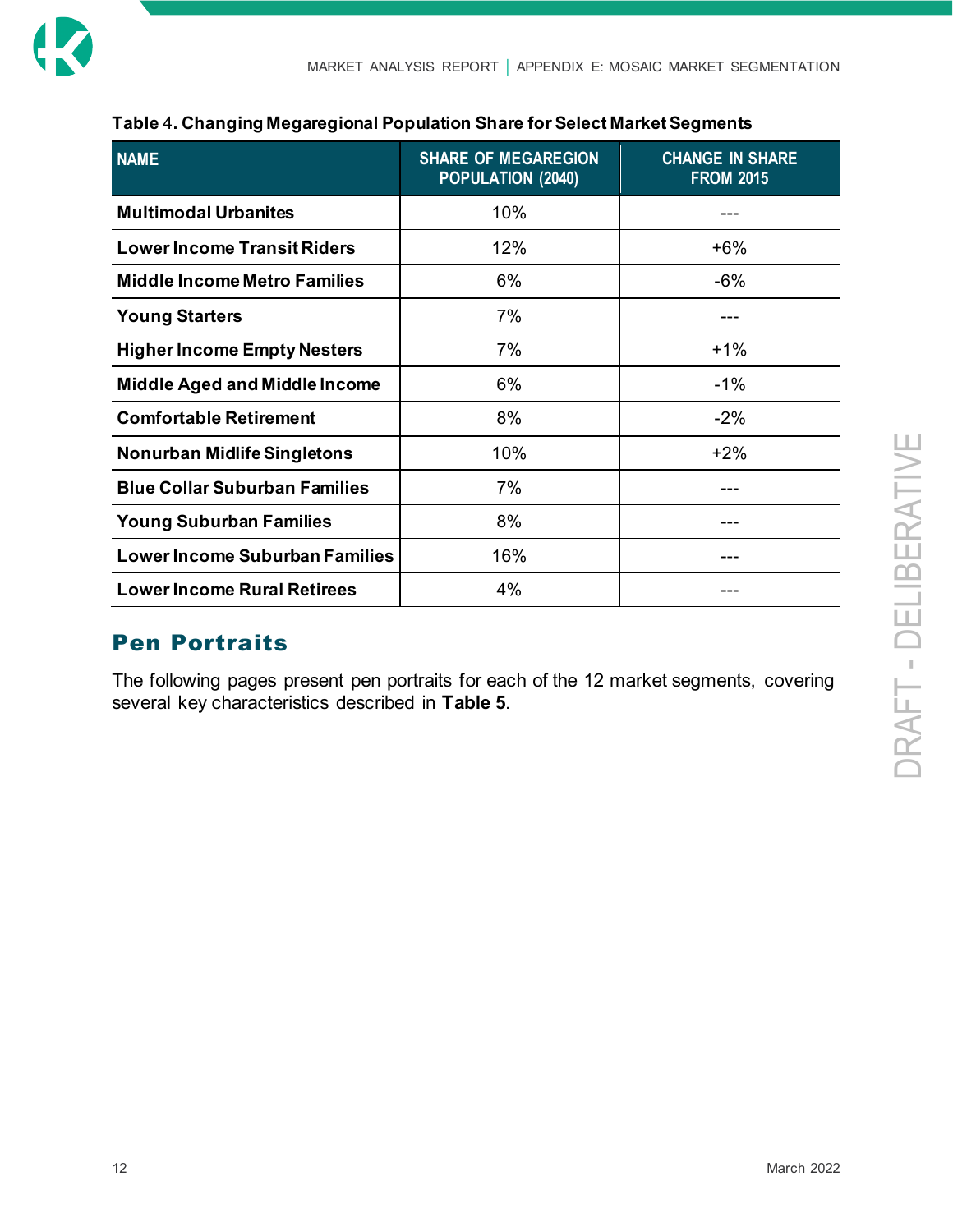**Table 4. Changing Megaregional Population Share for Select Market Segments**

| NAME | SHARE OF MEGAREGION POPULATION (2040) | CHANGE IN SHARE FROM 2015 |
|---|---|---|
| **Multimodal Urbanites** | 10% | --- |
| **Lower Income Transit Riders** | 12% | +6% |
| **Middle Income Metro Families** | 6% | -6% |
| **Young Starters** | 7% | --- |
| **Higher Income Empty Nesters** | 7% | +1% |
| **Middle Aged and Middle Income** | 6% | -1% |
| **Comfortable Retirement** | 8% | -2% |
| **Nonurban Midlife Singletons** | 10% | +2% |
| **Blue Collar Suburban Families** | 7% | --- |
| **Young Suburban Families** | 8% | --- |
| **Lower Income Suburban Families** | 16% | --- |
| **Lower Income Rural Retirees** | 4% | --- |

## Pen Portraits

The following pages present pen portraits for each of the 12 market segments, covering several key characteristics described in **Table 5**.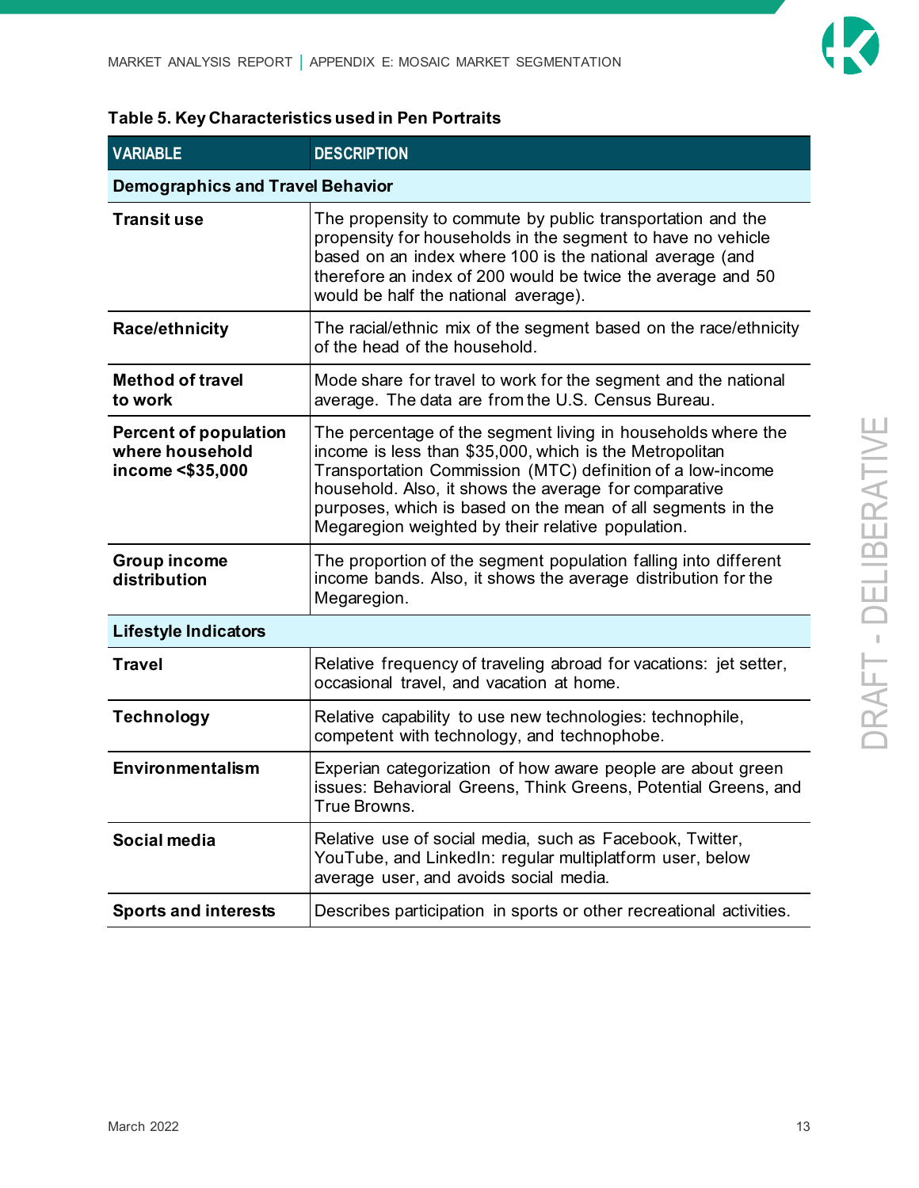**Table 5. Key Characteristics used in Pen Portraits**

| VARIABLE | DESCRIPTION |
|---|---|
| **Demographics and Travel Behavior** | |
| **Transit use** | The propensity to commute by public transportation and the propensity for households in the segment to have no vehicle based on an index where 100 is the national average (and therefore an index of 200 would be twice the average and 50 would be half the national average). |
| **Race/ethnicity** | The racial/ethnic mix of the segment based on the race/ethnicity of the head of the household. |
| **Method of travel to work** | Mode share for travel to work for the segment and the national average. The data are from the U.S. Census Bureau. |
| **Percent of population where household income <$35,000** | The percentage of the segment living in households where the income is less than $35,000, which is the Metropolitan Transportation Commission (MTC) definition of a low-income household. Also, it shows the average for comparative purposes, which is based on the mean of all segments in the Megaregion weighted by their relative population. |
| **Group income distribution** | The proportion of the segment population falling into different income bands. Also, it shows the average distribution for the Megaregion. |
| **Lifestyle Indicators** | |
| **Travel** | Relative frequency of traveling abroad for vacations: jet setter, occasional travel, and vacation at home. |
| **Technology** | Relative capability to use new technologies: technophile, competent with technology, and technophobe. |
| **Environmentalism** | Experian categorization of how aware people are about green issues: Behavioral Greens, Think Greens, Potential Greens, and True Browns. |
| **Social media** | Relative use of social media, such as Facebook, Twitter, YouTube, and LinkedIn: regular multiplatform user, below average user, and avoids social media. |
| **Sports and interests** | Describes participation in sports or other recreational activities. |

DRAFT - DELIBERATIVE